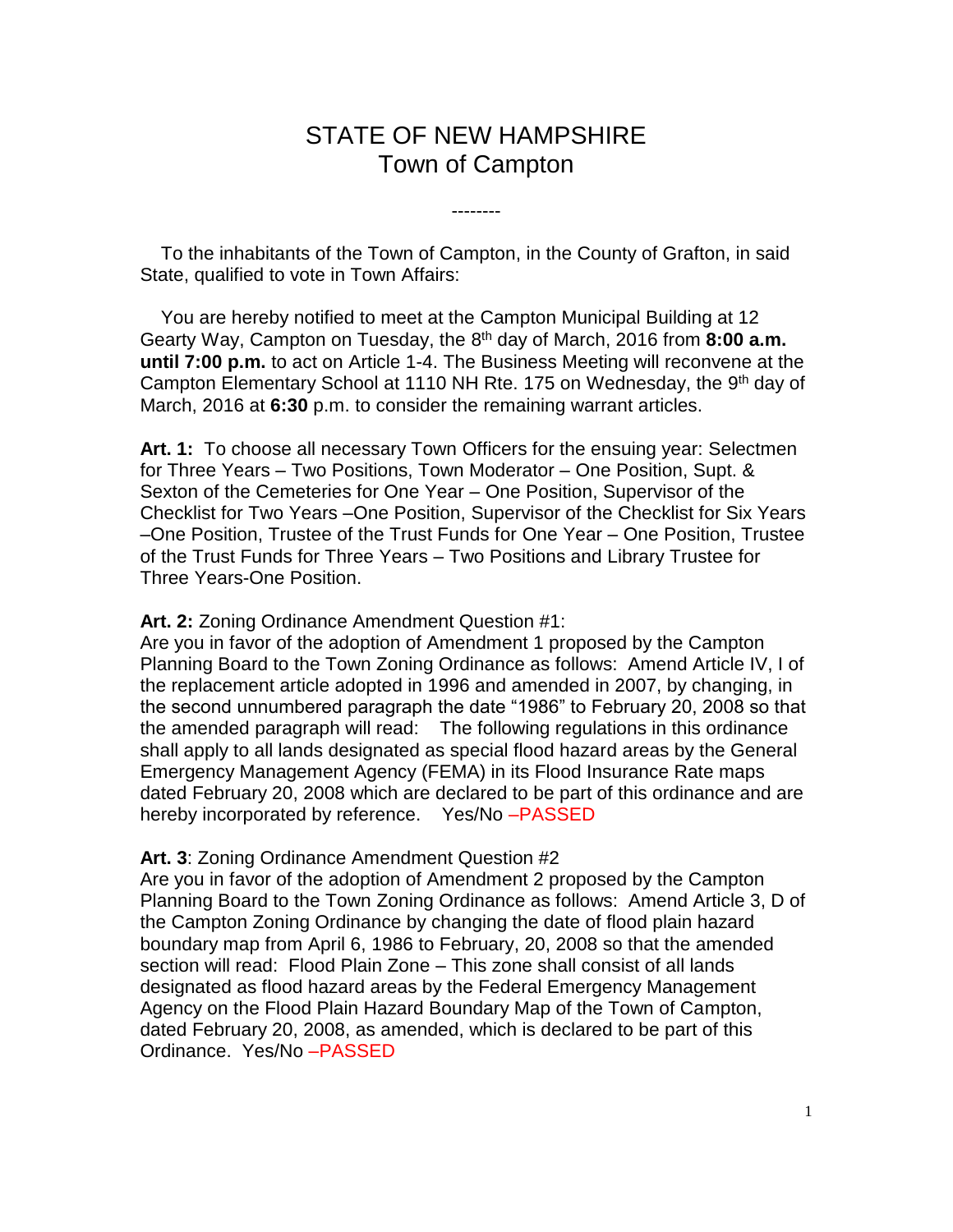# STATE OF NEW HAMPSHIRE
## Town of Campton

--------

To the inhabitants of the Town of Campton, in the County of Grafton, in said State, qualified to vote in Town Affairs:

You are hereby notified to meet at the Campton Municipal Building at 12 Gearty Way, Campton on Tuesday, the 8th day of March, 2016 from **8:00 a.m. until 7:00 p.m.** to act on Article 1-4. The Business Meeting will reconvene at the Campton Elementary School at 1110 NH Rte. 175 on Wednesday, the 9th day of March, 2016 at **6:30** p.m. to consider the remaining warrant articles.

**Art. 1:** To choose all necessary Town Officers for the ensuing year: Selectmen for Three Years – Two Positions, Town Moderator – One Position, Supt. & Sexton of the Cemeteries for One Year – One Position, Supervisor of the Checklist for Two Years –One Position, Supervisor of the Checklist for Six Years –One Position, Trustee of the Trust Funds for One Year – One Position, Trustee of the Trust Funds for Three Years – Two Positions and Library Trustee for Three Years-One Position.

**Art. 2:** Zoning Ordinance Amendment Question #1:
Are you in favor of the adoption of Amendment 1 proposed by the Campton Planning Board to the Town Zoning Ordinance as follows: Amend Article IV, I of the replacement article adopted in 1996 and amended in 2007, by changing, in the second unnumbered paragraph the date "1986" to February 20, 2008 so that the amended paragraph will read: The following regulations in this ordinance shall apply to all lands designated as special flood hazard areas by the General Emergency Management Agency (FEMA) in its Flood Insurance Rate maps dated February 20, 2008 which are declared to be part of this ordinance and are hereby incorporated by reference. Yes/No –PASSED

**Art. 3**: Zoning Ordinance Amendment Question #2
Are you in favor of the adoption of Amendment 2 proposed by the Campton Planning Board to the Town Zoning Ordinance as follows: Amend Article 3, D of the Campton Zoning Ordinance by changing the date of flood plain hazard boundary map from April 6, 1986 to February, 20, 2008 so that the amended section will read: Flood Plain Zone – This zone shall consist of all lands designated as flood hazard areas by the Federal Emergency Management Agency on the Flood Plain Hazard Boundary Map of the Town of Campton, dated February 20, 2008, as amended, which is declared to be part of this Ordinance. Yes/No –PASSED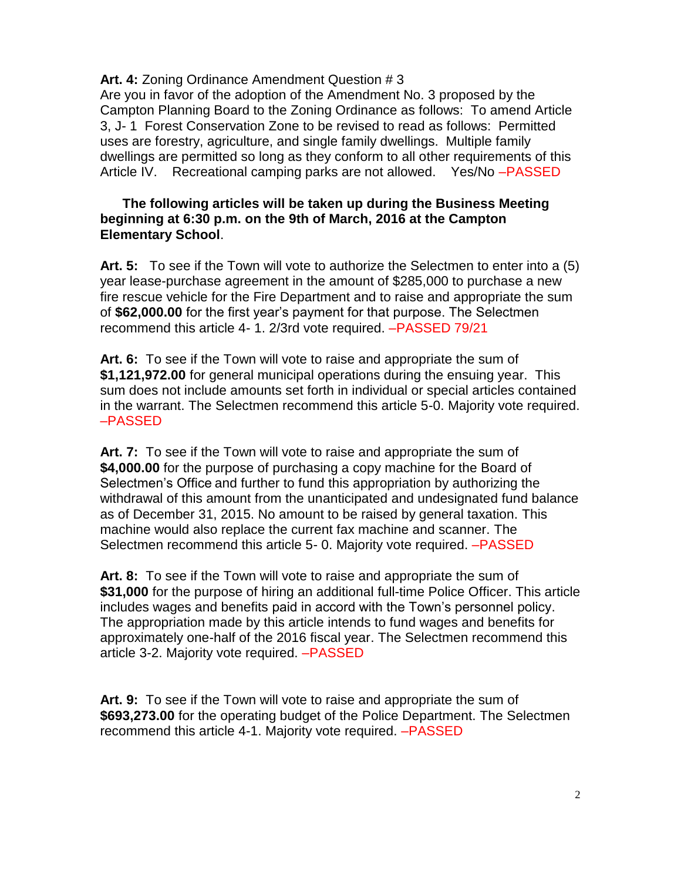**Art. 4:** Zoning Ordinance Amendment Question # 3
Are you in favor of the adoption of the Amendment No. 3 proposed by the Campton Planning Board to the Zoning Ordinance as follows: To amend Article 3, J- 1 Forest Conservation Zone to be revised to read as follows: Permitted uses are forestry, agriculture, and single family dwellings. Multiple family dwellings are permitted so long as they conform to all other requirements of this Article IV. Recreational camping parks are not allowed. Yes/No –PASSED

**The following articles will be taken up during the Business Meeting beginning at 6:30 p.m. on the 9th of March, 2016 at the Campton Elementary School**.

**Art. 5:** To see if the Town will vote to authorize the Selectmen to enter into a (5) year lease-purchase agreement in the amount of $285,000 to purchase a new fire rescue vehicle for the Fire Department and to raise and appropriate the sum of **$62,000.00** for the first year's payment for that purpose. The Selectmen recommend this article 4- 1. 2/3rd vote required. –PASSED 79/21

**Art. 6:** To see if the Town will vote to raise and appropriate the sum of **$1,121,972.00** for general municipal operations during the ensuing year. This sum does not include amounts set forth in individual or special articles contained in the warrant. The Selectmen recommend this article 5-0. Majority vote required. –PASSED

**Art. 7:** To see if the Town will vote to raise and appropriate the sum of **$4,000.00** for the purpose of purchasing a copy machine for the Board of Selectmen's Office and further to fund this appropriation by authorizing the withdrawal of this amount from the unanticipated and undesignated fund balance as of December 31, 2015. No amount to be raised by general taxation. This machine would also replace the current fax machine and scanner. The Selectmen recommend this article 5- 0. Majority vote required. –PASSED

**Art. 8:** To see if the Town will vote to raise and appropriate the sum of **$31,000** for the purpose of hiring an additional full-time Police Officer. This article includes wages and benefits paid in accord with the Town's personnel policy. The appropriation made by this article intends to fund wages and benefits for approximately one-half of the 2016 fiscal year. The Selectmen recommend this article 3-2. Majority vote required. –PASSED

**Art. 9:** To see if the Town will vote to raise and appropriate the sum of **$693,273.00** for the operating budget of the Police Department. The Selectmen recommend this article 4-1. Majority vote required. –PASSED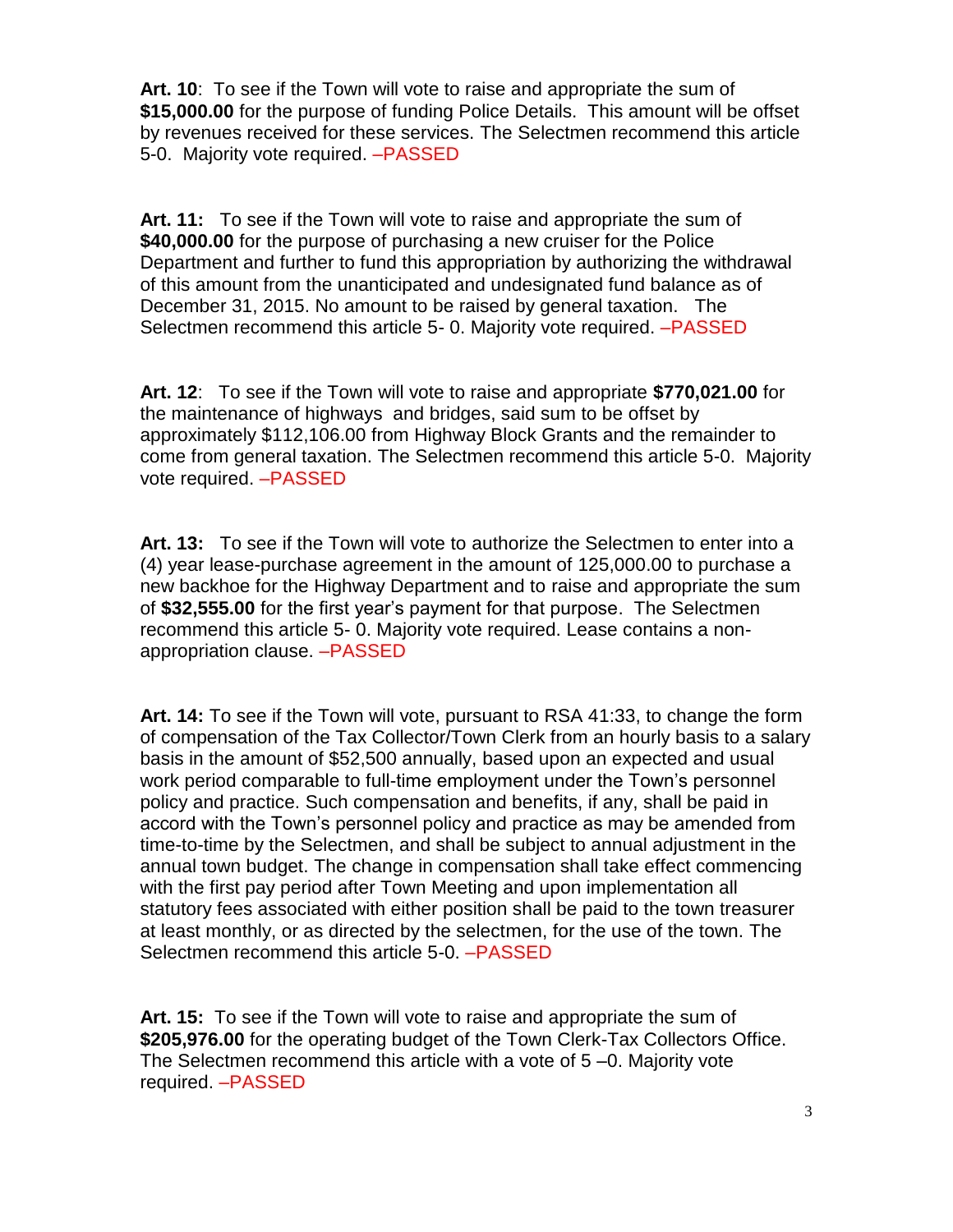**Art. 10**: To see if the Town will vote to raise and appropriate the sum of **$15,000.00** for the purpose of funding Police Details. This amount will be offset by revenues received for these services. The Selectmen recommend this article 5-0. Majority vote required. –PASSED

**Art. 11:** To see if the Town will vote to raise and appropriate the sum of **$40,000.00** for the purpose of purchasing a new cruiser for the Police Department and further to fund this appropriation by authorizing the withdrawal of this amount from the unanticipated and undesignated fund balance as of December 31, 2015. No amount to be raised by general taxation. The Selectmen recommend this article 5- 0. Majority vote required. –PASSED

**Art. 12**: To see if the Town will vote to raise and appropriate **$770,021.00** for the maintenance of highways and bridges, said sum to be offset by approximately $112,106.00 from Highway Block Grants and the remainder to come from general taxation. The Selectmen recommend this article 5-0. Majority vote required. –PASSED

**Art. 13:** To see if the Town will vote to authorize the Selectmen to enter into a (4) year lease-purchase agreement in the amount of 125,000.00 to purchase a new backhoe for the Highway Department and to raise and appropriate the sum of **$32,555.00** for the first year's payment for that purpose. The Selectmen recommend this article 5- 0. Majority vote required. Lease contains a non-appropriation clause. –PASSED

**Art. 14:** To see if the Town will vote, pursuant to RSA 41:33, to change the form of compensation of the Tax Collector/Town Clerk from an hourly basis to a salary basis in the amount of $52,500 annually, based upon an expected and usual work period comparable to full-time employment under the Town's personnel policy and practice. Such compensation and benefits, if any, shall be paid in accord with the Town's personnel policy and practice as may be amended from time-to-time by the Selectmen, and shall be subject to annual adjustment in the annual town budget. The change in compensation shall take effect commencing with the first pay period after Town Meeting and upon implementation all statutory fees associated with either position shall be paid to the town treasurer at least monthly, or as directed by the selectmen, for the use of the town. The Selectmen recommend this article 5-0. –PASSED

**Art. 15:** To see if the Town will vote to raise and appropriate the sum of **$205,976.00** for the operating budget of the Town Clerk-Tax Collectors Office. The Selectmen recommend this article with a vote of 5 –0. Majority vote required. –PASSED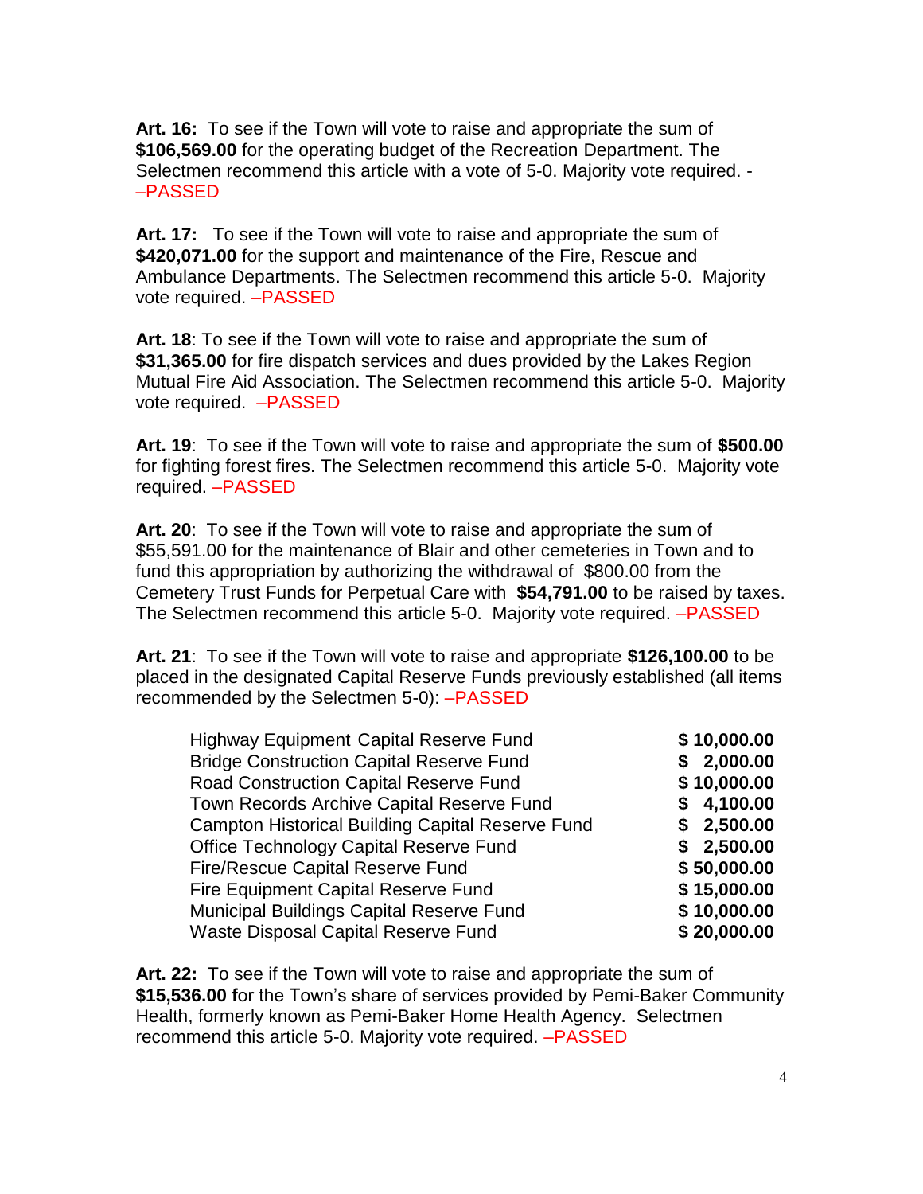**Art. 16:** To see if the Town will vote to raise and appropriate the sum of **$106,569.00** for the operating budget of the Recreation Department. The Selectmen recommend this article with a vote of 5-0. Majority vote required. - –PASSED

**Art. 17:** To see if the Town will vote to raise and appropriate the sum of **$420,071.00** for the support and maintenance of the Fire, Rescue and Ambulance Departments. The Selectmen recommend this article 5-0. Majority vote required. –PASSED

**Art. 18**: To see if the Town will vote to raise and appropriate the sum of **$31,365.00** for fire dispatch services and dues provided by the Lakes Region Mutual Fire Aid Association. The Selectmen recommend this article 5-0. Majority vote required. –PASSED

**Art. 19**: To see if the Town will vote to raise and appropriate the sum of **$500.00** for fighting forest fires. The Selectmen recommend this article 5-0. Majority vote required. –PASSED

**Art. 20**: To see if the Town will vote to raise and appropriate the sum of $55,591.00 for the maintenance of Blair and other cemeteries in Town and to fund this appropriation by authorizing the withdrawal of $800.00 from the Cemetery Trust Funds for Perpetual Care with **$54,791.00** to be raised by taxes. The Selectmen recommend this article 5-0. Majority vote required. –PASSED

**Art. 21**: To see if the Town will vote to raise and appropriate **$126,100.00** to be placed in the designated Capital Reserve Funds previously established (all items recommended by the Selectmen 5-0): –PASSED

| Fund | Amount |
|---|---|
| Highway Equipment Capital Reserve Fund | **$ 10,000.00** |
| Bridge Construction Capital Reserve Fund | **$ 2,000.00** |
| Road Construction Capital Reserve Fund | **$ 10,000.00** |
| Town Records Archive Capital Reserve Fund | **$ 4,100.00** |
| Campton Historical Building Capital Reserve Fund | **$ 2,500.00** |
| Office Technology Capital Reserve Fund | **$ 2,500.00** |
| Fire/Rescue Capital Reserve Fund | **$ 50,000.00** |
| Fire Equipment Capital Reserve Fund | **$ 15,000.00** |
| Municipal Buildings Capital Reserve Fund | **$ 10,000.00** |
| Waste Disposal Capital Reserve Fund | **$ 20,000.00** |

**Art. 22:** To see if the Town will vote to raise and appropriate the sum of **$15,536.00 f**or the Town's share of services provided by Pemi-Baker Community Health, formerly known as Pemi-Baker Home Health Agency. Selectmen recommend this article 5-0. Majority vote required. –PASSED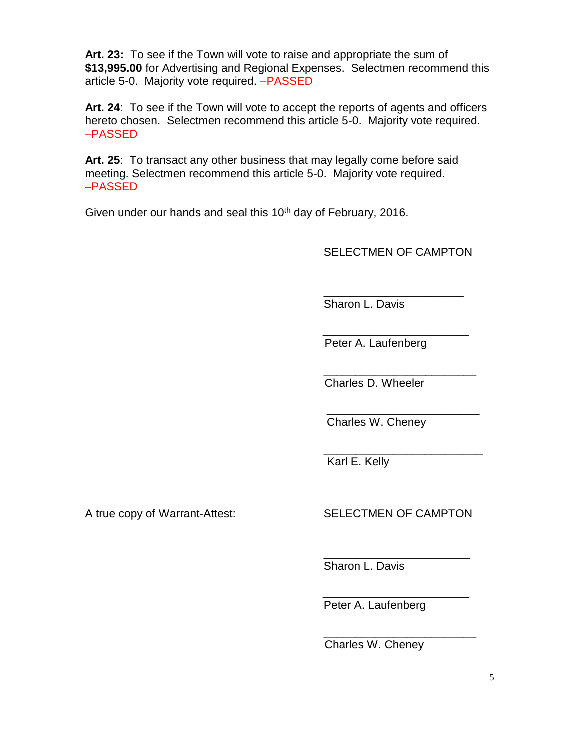**Art. 23:** To see if the Town will vote to raise and appropriate the sum of **$13,995.00** for Advertising and Regional Expenses. Selectmen recommend this article 5-0. Majority vote required. –PASSED

**Art. 24**: To see if the Town will vote to accept the reports of agents and officers hereto chosen. Selectmen recommend this article 5-0. Majority vote required. –PASSED

**Art. 25**: To transact any other business that may legally come before said meeting. Selectmen recommend this article 5-0. Majority vote required. –PASSED

Given under our hands and seal this 10th day of February, 2016.

SELECTMEN OF CAMPTON

______________________
Sharon L. Davis

______________________
Peter A. Laufenberg

______________________
Charles D. Wheeler

______________________
Charles W. Cheney

______________________
Karl E. Kelly

A true copy of Warrant-Attest:

SELECTMEN OF CAMPTON

______________________
Sharon L. Davis

______________________
Peter A. Laufenberg

______________________
Charles W. Cheney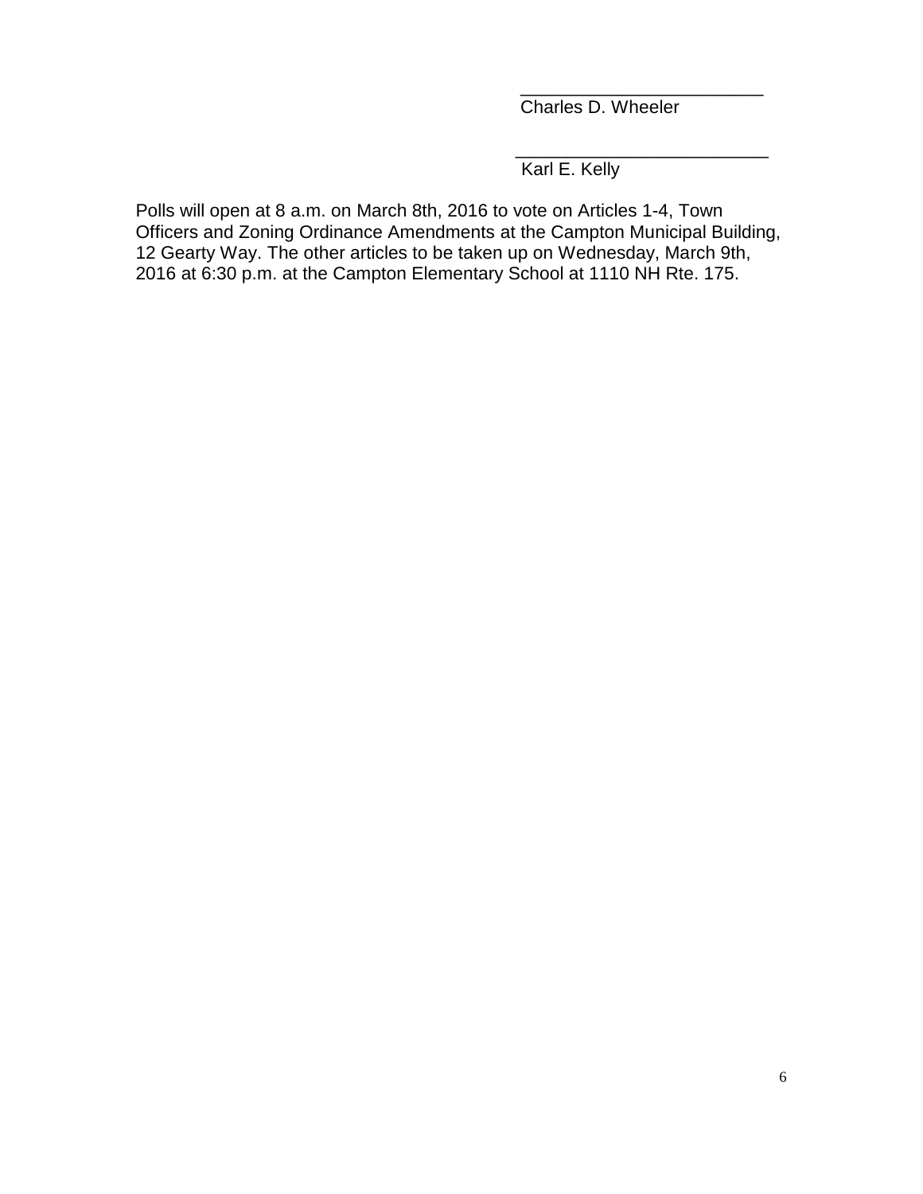_________________________
Charles D. Wheeler

_________________________
Karl E. Kelly

Polls will open at 8 a.m. on March 8th, 2016 to vote on Articles 1-4, Town Officers and Zoning Ordinance Amendments at the Campton Municipal Building, 12 Gearty Way. The other articles to be taken up on Wednesday, March 9th, 2016 at 6:30 p.m. at the Campton Elementary School at 1110 NH Rte. 175.